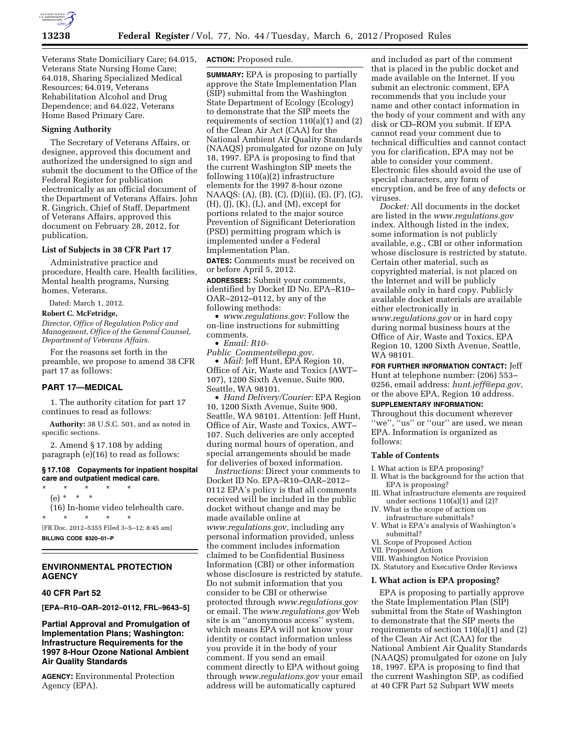Veterans State Domiciliary Care; 64.015, Veterans State Nursing Home Care; 64.018, Sharing Specialized Medical Resources; 64.019, Veterans Rehabilitation Alcohol and Drug Dependence; and 64.022, Veterans Home Based Primary Care.

### Signing Authority

The Secretary of Veterans Affairs, or designee, approved this document and authorized the undersigned to sign and submit the document to the Office of the Federal Register for publication electronically as an official document of the Department of Veterans Affairs. John R. Gingrich, Chief of Staff, Department of Veterans Affairs, approved this document on February 28, 2012, for publication.

### List of Subjects in 38 CFR Part 17

Administrative practice and procedure, Health care, Health facilities, Mental health programs, Nursing homes, Veterans.

Dated: March 1, 2012.

**Robert C. McFetridge,**

*Director, Office of Regulation Policy and Management, Office of the General Counsel, Department of Veterans Affairs.*

For the reasons set forth in the preamble, we propose to amend 38 CFR part 17 as follows:

## PART 17—MEDICAL

1. The authority citation for part 17 continues to read as follows:

**Authority:** 38 U.S.C. 501, and as noted in specific sections.

2. Amend § 17.108 by adding paragraph (e)(16) to read as follows:

### § 17.108 Copayments for inpatient hospital care and outpatient medical care.

\* \* \* \* \*

(e) \* \* \*

(16) In-home video telehealth care.

\* \* \* \* \*

[FR Doc. 2012–5355 Filed 3–5–12; 8:45 am]

**BILLING CODE 8320–01–P**

## ENVIRONMENTAL PROTECTION AGENCY

### 40 CFR Part 52

**[EPA–R10–OAR–2012–0112, FRL–9643–5]**

## Partial Approval and Promulgation of Implementation Plans; Washington: Infrastructure Requirements for the 1997 8-Hour Ozone National Ambient Air Quality Standards

**AGENCY:** Environmental Protection Agency (EPA).

**ACTION:** Proposed rule.

**SUMMARY:** EPA is proposing to partially approve the State Implementation Plan (SIP) submittal from the Washington State Department of Ecology (Ecology) to demonstrate that the SIP meets the requirements of section 110(a)(1) and (2) of the Clean Air Act (CAA) for the National Ambient Air Quality Standards (NAAQS) promulgated for ozone on July 18, 1997. EPA is proposing to find that the current Washington SIP meets the following 110(a)(2) infrastructure elements for the 1997 8-hour ozone NAAQS: (A), (B), (C), (D)(ii), (E), (F), (G), (H), (J), (K), (L), and (M), except for portions related to the major source Prevention of Significant Deterioration (PSD) permitting program which is implemented under a Federal Implementation Plan.

**DATES:** Comments must be received on or before April 5, 2012.

**ADDRESSES:** Submit your comments, identified by Docket ID No. EPA–R10–OAR–2012–0112, by any of the following methods:

- *www.regulations.gov:* Follow the on-line instructions for submitting comments.
- *Email: R10-Public_Comments@epa.gov*.
- *Mail:* Jeff Hunt, EPA Region 10, Office of Air, Waste and Toxics (AWT–107), 1200 Sixth Avenue, Suite 900, Seattle, WA 98101.
- *Hand Delivery/Courier:* EPA Region 10, 1200 Sixth Avenue, Suite 900, Seattle, WA 98101. Attention: Jeff Hunt, Office of Air, Waste and Toxics, AWT–107. Such deliveries are only accepted during normal hours of operation, and special arrangements should be made for deliveries of boxed information.

*Instructions:* Direct your comments to Docket ID No. EPA–R10–OAR–2012–0112 EPA's policy is that all comments received will be included in the public docket without change and may be made available online at *www.regulations.gov,* including any personal information provided, unless the comment includes information claimed to be Confidential Business Information (CBI) or other information whose disclosure is restricted by statute. Do not submit information that you consider to be CBI or otherwise protected through *www.regulations.gov* or email. The *www.regulations.gov* Web site is an ''anonymous access'' system, which means EPA will not know your identity or contact information unless you provide it in the body of your comment. If you send an email comment directly to EPA without going through *www.regulations.gov* your email address will be automatically captured and included as part of the comment that is placed in the public docket and made available on the Internet. If you submit an electronic comment, EPA recommends that you include your name and other contact information in the body of your comment and with any disk or CD–ROM you submit. If EPA cannot read your comment due to technical difficulties and cannot contact you for clarification, EPA may not be able to consider your comment. Electronic files should avoid the use of special characters, any form of encryption, and be free of any defects or viruses.

*Docket:* All documents in the docket are listed in the *www.regulations.gov* index. Although listed in the index, some information is not publicly available, e.g., CBI or other information whose disclosure is restricted by statute. Certain other material, such as copyrighted material, is not placed on the Internet and will be publicly available only in hard copy. Publicly available docket materials are available either electronically in *www.regulations.gov* or in hard copy during normal business hours at the Office of Air, Waste and Toxics, EPA Region 10, 1200 Sixth Avenue, Seattle, WA 98101.

**FOR FURTHER INFORMATION CONTACT:** Jeff Hunt at telephone number: (206) 553–0256, email address: *hunt.jeff@epa.gov*, or the above EPA, Region 10 address.

**SUPPLEMENTARY INFORMATION:**

Throughout this document wherever ''we'', ''us'' or ''our'' are used, we mean EPA. Information is organized as follows:

### Table of Contents

I. What action is EPA proposing?
II. What is the background for the action that EPA is proposing?
III. What infrastructure elements are required under sections 110(a)(1) and (2)?
IV. What is the scope of action on infrastructure submittals?
V. What is EPA's analysis of Washington's submittal?
VI. Scope of Proposed Action
VII. Proposed Action
VIII. Washington Notice Provision
IX. Statutory and Executive Order Reviews

### I. What action is EPA proposing?

EPA is proposing to partially approve the State Implementation Plan (SIP) submittal from the State of Washington to demonstrate that the SIP meets the requirements of section 110(a)(1) and (2) of the Clean Air Act (CAA) for the National Ambient Air Quality Standards (NAAQS) promulgated for ozone on July 18, 1997. EPA is proposing to find that the current Washington SIP, as codified at 40 CFR Part 52 Subpart WW meets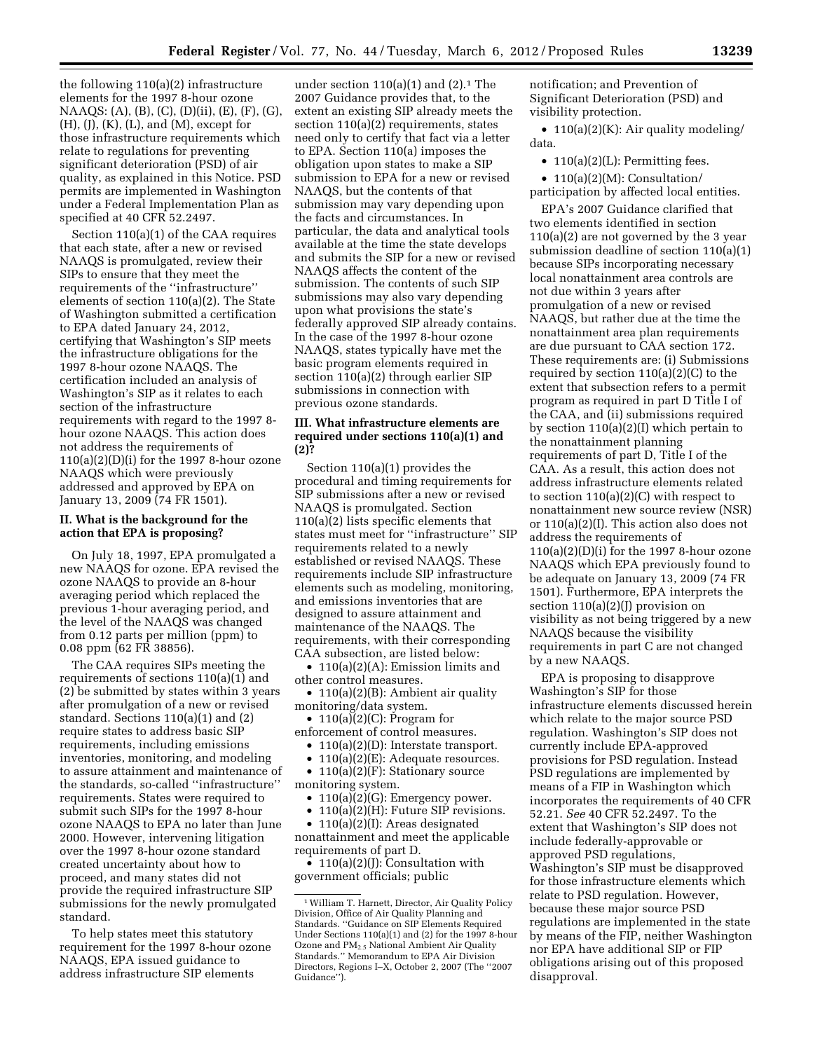the following 110(a)(2) infrastructure elements for the 1997 8-hour ozone NAAQS: (A), (B), (C), (D)(ii), (E), (F), (G), (H), (J), (K), (L), and (M), except for those infrastructure requirements which relate to regulations for preventing significant deterioration (PSD) of air quality, as explained in this Notice. PSD permits are implemented in Washington under a Federal Implementation Plan as specified at 40 CFR 52.2497.

Section 110(a)(1) of the CAA requires that each state, after a new or revised NAAQS is promulgated, review their SIPs to ensure that they meet the requirements of the "infrastructure" elements of section 110(a)(2). The State of Washington submitted a certification to EPA dated January 24, 2012, certifying that Washington's SIP meets the infrastructure obligations for the 1997 8-hour ozone NAAQS. The certification included an analysis of Washington's SIP as it relates to each section of the infrastructure requirements with regard to the 1997 8-hour ozone NAAQS. This action does not address the requirements of 110(a)(2)(D)(i) for the 1997 8-hour ozone NAAQS which were previously addressed and approved by EPA on January 13, 2009 (74 FR 1501).

## II. What is the background for the action that EPA is proposing?

On July 18, 1997, EPA promulgated a new NAAQS for ozone. EPA revised the ozone NAAQS to provide an 8-hour averaging period which replaced the previous 1-hour averaging period, and the level of the NAAQS was changed from 0.12 parts per million (ppm) to 0.08 ppm (62 FR 38856).

The CAA requires SIPs meeting the requirements of sections 110(a)(1) and (2) be submitted by states within 3 years after promulgation of a new or revised standard. Sections 110(a)(1) and (2) require states to address basic SIP requirements, including emissions inventories, monitoring, and modeling to assure attainment and maintenance of the standards, so-called "infrastructure" requirements. States were required to submit such SIPs for the 1997 8-hour ozone NAAQS to EPA no later than June 2000. However, intervening litigation over the 1997 8-hour ozone standard created uncertainty about how to proceed, and many states did not provide the required infrastructure SIP submissions for the newly promulgated standard.

To help states meet this statutory requirement for the 1997 8-hour ozone NAAQS, EPA issued guidance to address infrastructure SIP elements under section 110(a)(1) and (2).[1] The 2007 Guidance provides that, to the extent an existing SIP already meets the section 110(a)(2) requirements, states need only to certify that fact via a letter to EPA. Section 110(a) imposes the obligation upon states to make a SIP submission to EPA for a new or revised NAAQS, but the contents of that submission may vary depending upon the facts and circumstances. In particular, the data and analytical tools available at the time the state develops and submits the SIP for a new or revised NAAQS affects the content of the submission. The contents of such SIP submissions may also vary depending upon what provisions the state's federally approved SIP already contains. In the case of the 1997 8-hour ozone NAAQS, states typically have met the basic program elements required in section 110(a)(2) through earlier SIP submissions in connection with previous ozone standards.

## III. What infrastructure elements are required under sections 110(a)(1) and (2)?

Section 110(a)(1) provides the procedural and timing requirements for SIP submissions after a new or revised NAAQS is promulgated. Section 110(a)(2) lists specific elements that states must meet for "infrastructure" SIP requirements related to a newly established or revised NAAQS. These requirements include SIP infrastructure elements such as modeling, monitoring, and emissions inventories that are designed to assure attainment and maintenance of the NAAQS. The requirements, with their corresponding CAA subsection, are listed below:

- 110(a)(2)(A): Emission limits and other control measures.
- 110(a)(2)(B): Ambient air quality monitoring/data system.
- 110(a)(2)(C): Program for enforcement of control measures.
- 110(a)(2)(D): Interstate transport.
- 110(a)(2)(E): Adequate resources.
- 110(a)(2)(F): Stationary source monitoring system.
- 110(a)(2)(G): Emergency power.
- 110(a)(2)(H): Future SIP revisions.
- 110(a)(2)(I): Areas designated nonattainment and meet the applicable requirements of part D.
- 110(a)(2)(J): Consultation with government officials; public notification; and Prevention of Significant Deterioration (PSD) and visibility protection.
- 110(a)(2)(K): Air quality modeling/data.
- 110(a)(2)(L): Permitting fees.
- 110(a)(2)(M): Consultation/participation by affected local entities.

EPA's 2007 Guidance clarified that two elements identified in section 110(a)(2) are not governed by the 3 year submission deadline of section 110(a)(1) because SIPs incorporating necessary local nonattainment area controls are not due within 3 years after promulgation of a new or revised NAAQS, but rather due at the time the nonattainment area plan requirements are due pursuant to CAA section 172. These requirements are: (i) Submissions required by section 110(a)(2)(C) to the extent that subsection refers to a permit program as required in part D Title I of the CAA, and (ii) submissions required by section 110(a)(2)(I) which pertain to the nonattainment planning requirements of part D, Title I of the CAA. As a result, this action does not address infrastructure elements related to section 110(a)(2)(C) with respect to nonattainment new source review (NSR) or 110(a)(2)(I). This action also does not address the requirements of 110(a)(2)(D)(i) for the 1997 8-hour ozone NAAQS which EPA previously found to be adequate on January 13, 2009 (74 FR 1501). Furthermore, EPA interprets the section 110(a)(2)(J) provision on visibility as not being triggered by a new NAAQS because the visibility requirements in part C are not changed by a new NAAQS.

EPA is proposing to disapprove Washington's SIP for those infrastructure elements discussed herein which relate to the major source PSD regulation. Washington's SIP does not currently include EPA-approved provisions for PSD regulation. Instead PSD regulations are implemented by means of a FIP in Washington which incorporates the requirements of 40 CFR 52.21. *See* 40 CFR 52.2497. To the extent that Washington's SIP does not include federally-approvable or approved PSD regulations, Washington's SIP must be disapproved for those infrastructure elements which relate to PSD regulation. However, because these major source PSD regulations are implemented in the state by means of the FIP, neither Washington nor EPA have additional SIP or FIP obligations arising out of this proposed disapproval.

---

[1] William T. Harnett, Director, Air Quality Policy Division, Office of Air Quality Planning and Standards. "Guidance on SIP Elements Required Under Sections 110(a)(1) and (2) for the 1997 8-hour Ozone and $PM_{2.5}$ National Ambient Air Quality Standards." Memorandum to EPA Air Division Directors, Regions I–X, October 2, 2007 (The "2007 Guidance").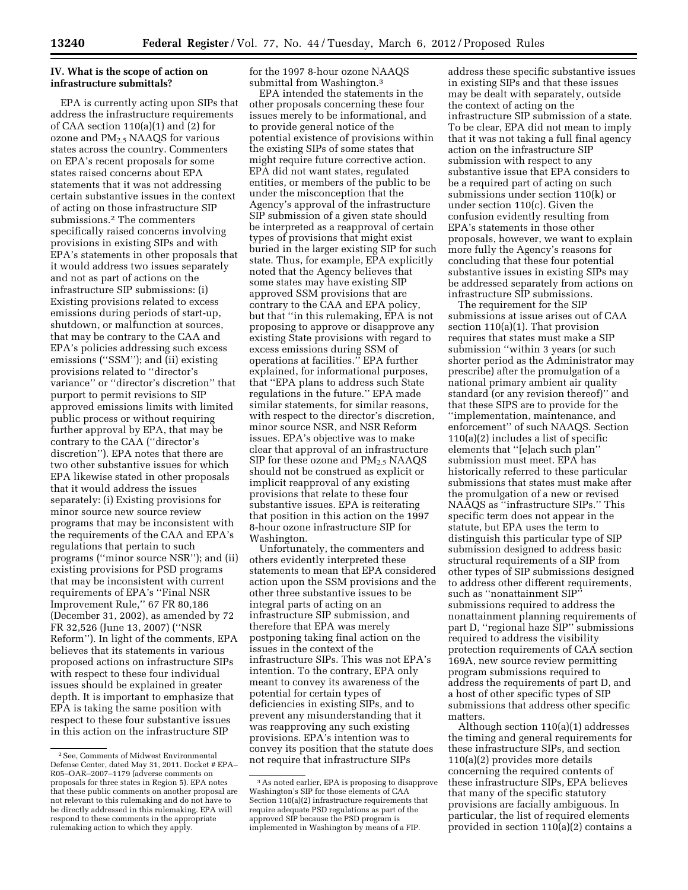## IV. What is the scope of action on infrastructure submittals?

EPA is currently acting upon SIPs that address the infrastructure requirements of CAA section 110(a)(1) and (2) for ozone and $PM_{2.5}$ NAAQS for various states across the country. Commenters on EPA's recent proposals for some states raised concerns about EPA statements that it was not addressing certain substantive issues in the context of acting on those infrastructure SIP submissions.[2] The commenters specifically raised concerns involving provisions in existing SIPs and with EPA's statements in other proposals that it would address two issues separately and not as part of actions on the infrastructure SIP submissions: (i) Existing provisions related to excess emissions during periods of start-up, shutdown, or malfunction at sources, that may be contrary to the CAA and EPA's policies addressing such excess emissions (''SSM''); and (ii) existing provisions related to ''director's variance'' or ''director's discretion'' that purport to permit revisions to SIP approved emissions limits with limited public process or without requiring further approval by EPA, that may be contrary to the CAA (''director's discretion''). EPA notes that there are two other substantive issues for which EPA likewise stated in other proposals that it would address the issues separately: (i) Existing provisions for minor source new source review programs that may be inconsistent with the requirements of the CAA and EPA's regulations that pertain to such programs (''minor source NSR''); and (ii) existing provisions for PSD programs that may be inconsistent with current requirements of EPA's ''Final NSR Improvement Rule,'' 67 FR 80,186 (December 31, 2002), as amended by 72 FR 32,526 (June 13, 2007) (''NSR Reform''). In light of the comments, EPA believes that its statements in various proposed actions on infrastructure SIPs with respect to these four individual issues should be explained in greater depth. It is important to emphasize that EPA is taking the same position with respect to these four substantive issues in this action on the infrastructure SIP for the 1997 8-hour ozone NAAQS submittal from Washington.[3]

EPA intended the statements in the other proposals concerning these four issues merely to be informational, and to provide general notice of the potential existence of provisions within the existing SIPs of some states that might require future corrective action. EPA did not want states, regulated entities, or members of the public to be under the misconception that the Agency's approval of the infrastructure SIP submission of a given state should be interpreted as a reapproval of certain types of provisions that might exist buried in the larger existing SIP for such state. Thus, for example, EPA explicitly noted that the Agency believes that some states may have existing SIP approved SSM provisions that are contrary to the CAA and EPA policy, but that ''in this rulemaking, EPA is not proposing to approve or disapprove any existing State provisions with regard to excess emissions during SSM of operations at facilities.'' EPA further explained, for informational purposes, that ''EPA plans to address such State regulations in the future.'' EPA made similar statements, for similar reasons, with respect to the director's discretion, minor source NSR, and NSR Reform issues. EPA's objective was to make clear that approval of an infrastructure SIP for these ozone and $PM_{2.5}$ NAAQS should not be construed as explicit or implicit reapproval of any existing provisions that relate to these four substantive issues. EPA is reiterating that position in this action on the 1997 8-hour ozone infrastructure SIP for Washington.

Unfortunately, the commenters and others evidently interpreted these statements to mean that EPA considered action upon the SSM provisions and the other three substantive issues to be integral parts of acting on an infrastructure SIP submission, and therefore that EPA was merely postponing taking final action on the issues in the context of the infrastructure SIPs. This was not EPA's intention. To the contrary, EPA only meant to convey its awareness of the potential for certain types of deficiencies in existing SIPs, and to prevent any misunderstanding that it was reapproving any such existing provisions. EPA's intention was to convey its position that the statute does not require that infrastructure SIPs address these specific substantive issues in existing SIPs and that these issues may be dealt with separately, outside the context of acting on the infrastructure SIP submission of a state. To be clear, EPA did not mean to imply that it was not taking a full final agency action on the infrastructure SIP submission with respect to any substantive issue that EPA considers to be a required part of acting on such submissions under section 110(k) or under section 110(c). Given the confusion evidently resulting from EPA's statements in those other proposals, however, we want to explain more fully the Agency's reasons for concluding that these four potential substantive issues in existing SIPs may be addressed separately from actions on infrastructure SIP submissions.

The requirement for the SIP submissions at issue arises out of CAA section 110(a)(1). That provision requires that states must make a SIP submission ''within 3 years (or such shorter period as the Administrator may prescribe) after the promulgation of a national primary ambient air quality standard (or any revision thereof)'' and that these SIPS are to provide for the ''implementation, maintenance, and enforcement'' of such NAAQS. Section 110(a)(2) includes a list of specific elements that ''[e]ach such plan'' submission must meet. EPA has historically referred to these particular submissions that states must make after the promulgation of a new or revised NAAQS as ''infrastructure SIPs.'' This specific term does not appear in the statute, but EPA uses the term to distinguish this particular type of SIP submission designed to address basic structural requirements of a SIP from other types of SIP submissions designed to address other different requirements, such as ''nonattainment SIP'' submissions required to address the nonattainment planning requirements of part D, ''regional haze SIP'' submissions required to address the visibility protection requirements of CAA section 169A, new source review permitting program submissions required to address the requirements of part D, and a host of other specific types of SIP submissions that address other specific matters.

Although section 110(a)(1) addresses the timing and general requirements for these infrastructure SIPs, and section 110(a)(2) provides more details concerning the required contents of these infrastructure SIPs, EPA believes that many of the specific statutory provisions are facially ambiguous. In particular, the list of required elements provided in section 110(a)(2) contains a

---

[2] See, Comments of Midwest Environmental Defense Center, dated May 31, 2011. Docket # EPA–R05–OAR–2007–1179 (adverse comments on proposals for three states in Region 5). EPA notes that these public comments on another proposal are not relevant to this rulemaking and do not have to be directly addressed in this rulemaking. EPA will respond to these comments in the appropriate rulemaking action to which they apply.

[3] As noted earlier, EPA is proposing to disapprove Washington's SIP for those elements of CAA Section 110(a)(2) infrastructure requirements that require adequate PSD regulations as part of the approved SIP because the PSD program is implemented in Washington by means of a FIP.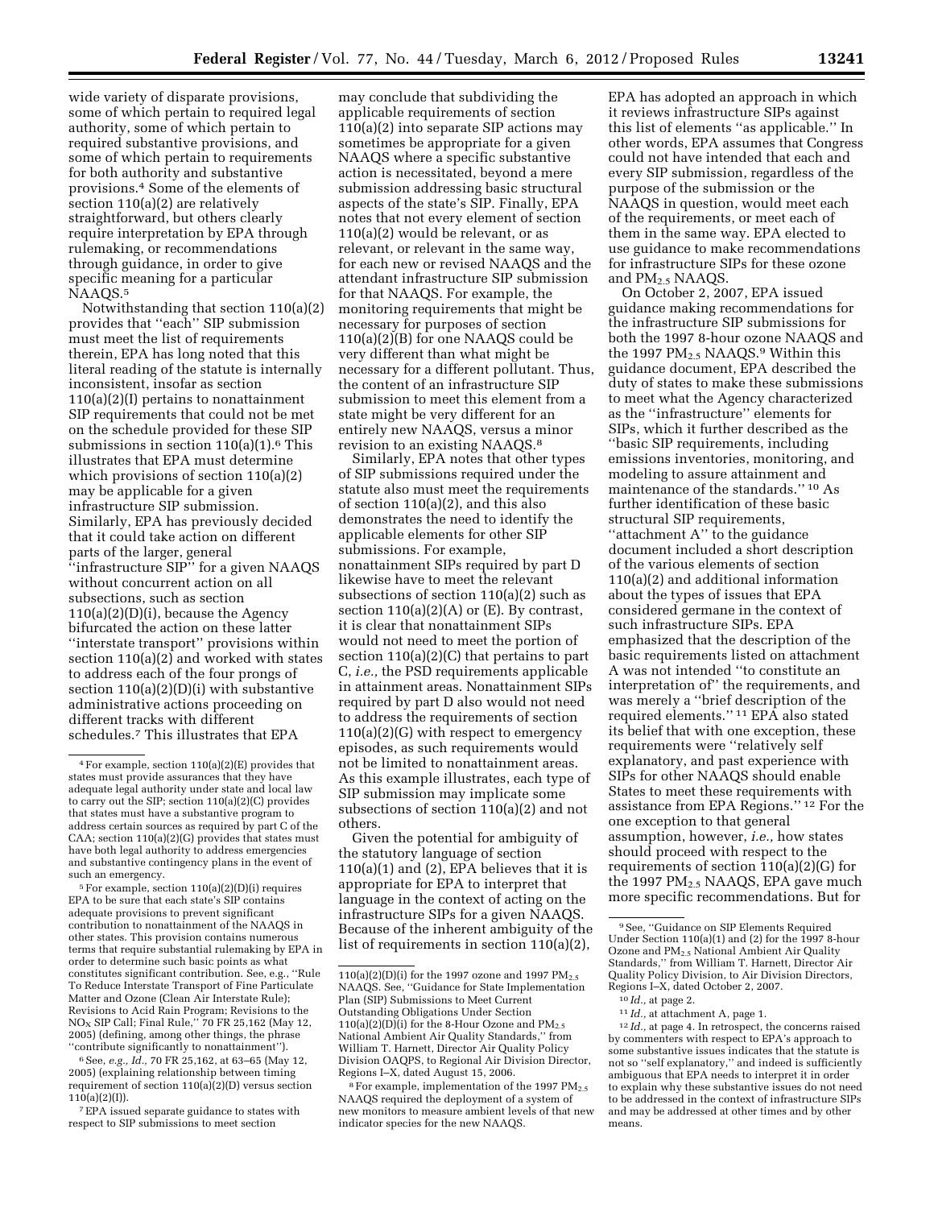wide variety of disparate provisions, some of which pertain to required legal authority, some of which pertain to required substantive provisions, and some of which pertain to requirements for both authority and substantive provisions.[4] Some of the elements of section 110(a)(2) are relatively straightforward, but others clearly require interpretation by EPA through rulemaking, or recommendations through guidance, in order to give specific meaning for a particular NAAQS.[5]

Notwithstanding that section 110(a)(2) provides that ''each'' SIP submission must meet the list of requirements therein, EPA has long noted that this literal reading of the statute is internally inconsistent, insofar as section 110(a)(2)(I) pertains to nonattainment SIP requirements that could not be met on the schedule provided for these SIP submissions in section 110(a)(1).[6] This illustrates that EPA must determine which provisions of section 110(a)(2) may be applicable for a given infrastructure SIP submission. Similarly, EPA has previously decided that it could take action on different parts of the larger, general ''infrastructure SIP'' for a given NAAQS without concurrent action on all subsections, such as section 110(a)(2)(D)(i), because the Agency bifurcated the action on these latter ''interstate transport'' provisions within section 110(a)(2) and worked with states to address each of the four prongs of section 110(a)(2)(D)(i) with substantive administrative actions proceeding on different tracks with different schedules.[7] This illustrates that EPA may conclude that subdividing the applicable requirements of section 110(a)(2) into separate SIP actions may sometimes be appropriate for a given NAAQS where a specific substantive action is necessitated, beyond a mere submission addressing basic structural aspects of the state's SIP. Finally, EPA notes that not every element of section 110(a)(2) would be relevant, or as relevant, or relevant in the same way, for each new or revised NAAQS and the attendant infrastructure SIP submission for that NAAQS. For example, the monitoring requirements that might be necessary for purposes of section 110(a)(2)(B) for one NAAQS could be very different than what might be necessary for a different pollutant. Thus, the content of an infrastructure SIP submission to meet this element from a state might be very different for an entirely new NAAQS, versus a minor revision to an existing NAAQS.[8]

Similarly, EPA notes that other types of SIP submissions required under the statute also must meet the requirements of section 110(a)(2), and this also demonstrates the need to identify the applicable elements for other SIP submissions. For example, nonattainment SIPs required by part D likewise have to meet the relevant subsections of section 110(a)(2) such as section 110(a)(2)(A) or (E). By contrast, it is clear that nonattainment SIPs would not need to meet the portion of section 110(a)(2)(C) that pertains to part C, *i.e.,* the PSD requirements applicable in attainment areas. Nonattainment SIPs required by part D also would not need to address the requirements of section 110(a)(2)(G) with respect to emergency episodes, as such requirements would not be limited to nonattainment areas. As this example illustrates, each type of SIP submission may implicate some subsections of section 110(a)(2) and not others.

Given the potential for ambiguity of the statutory language of section 110(a)(1) and (2), EPA believes that it is appropriate for EPA to interpret that language in the context of acting on the infrastructure SIPs for a given NAAQS. Because of the inherent ambiguity of the list of requirements in section 110(a)(2), EPA has adopted an approach in which it reviews infrastructure SIPs against this list of elements ''as applicable.'' In other words, EPA assumes that Congress could not have intended that each and every SIP submission, regardless of the purpose of the submission or the NAAQS in question, would meet each of the requirements, or meet each of them in the same way. EPA elected to use guidance to make recommendations for infrastructure SIPs for these ozone and $PM_{2.5}$ NAAQS.

On October 2, 2007, EPA issued guidance making recommendations for the infrastructure SIP submissions for both the 1997 8-hour ozone NAAQS and the 1997 $PM_{2.5}$ NAAQS.[9] Within this guidance document, EPA described the duty of states to make these submissions to meet what the Agency characterized as the ''infrastructure'' elements for SIPs, which it further described as the ''basic SIP requirements, including emissions inventories, monitoring, and modeling to assure attainment and maintenance of the standards.'' [10] As further identification of these basic structural SIP requirements, ''attachment A'' to the guidance document included a short description of the various elements of section 110(a)(2) and additional information about the types of issues that EPA considered germane in the context of such infrastructure SIPs. EPA emphasized that the description of the basic requirements listed on attachment A was not intended ''to constitute an interpretation of'' the requirements, and was merely a ''brief description of the required elements.'' [11] EPA also stated its belief that with one exception, these requirements were ''relatively self explanatory, and past experience with SIPs for other NAAQS should enable States to meet these requirements with assistance from EPA Regions.'' [12] For the one exception to that general assumption, however, *i.e.,* how states should proceed with respect to the requirements of section 110(a)(2)(G) for the 1997 $PM_{2.5}$ NAAQS, EPA gave much more specific recommendations. But for

---

[4] For example, section 110(a)(2)(E) provides that states must provide assurances that they have adequate legal authority under state and local law to carry out the SIP; section 110(a)(2)(C) provides that states must have a substantive program to address certain sources as required by part C of the CAA; section 110(a)(2)(G) provides that states must have both legal authority to address emergencies and substantive contingency plans in the event of such an emergency.

[5] For example, section 110(a)(2)(D)(i) requires EPA to be sure that each state's SIP contains adequate provisions to prevent significant contribution to nonattainment of the NAAQS in other states. This provision contains numerous terms that require substantial rulemaking by EPA in order to determine such basic points as what constitutes significant contribution. See, e.g., ''Rule To Reduce Interstate Transport of Fine Particulate Matter and Ozone (Clean Air Interstate Rule); Revisions to Acid Rain Program; Revisions to the $NO_X$ SIP Call; Final Rule,'' 70 FR 25,162 (May 12, 2005) (defining, among other things, the phrase ''contribute significantly to nonattainment'').

[6] See, *e.g., Id.,* 70 FR 25,162, at 63–65 (May 12, 2005) (explaining relationship between timing requirement of section 110(a)(2)(D) versus section 110(a)(2)(I)).

[7] EPA issued separate guidance to states with respect to SIP submissions to meet section 110(a)(2)(D)(i) for the 1997 ozone and 1997 $PM_{2.5}$ NAAQS. See, ''Guidance for State Implementation Plan (SIP) Submissions to Meet Current Outstanding Obligations Under Section 110(a)(2)(D)(i) for the 8-Hour Ozone and $PM_{2.5}$ National Ambient Air Quality Standards,'' from William T. Harnett, Director Air Quality Policy Division OAQPS, to Regional Air Division Director, Regions I–X, dated August 15, 2006.

[8] For example, implementation of the 1997 $PM_{2.5}$ NAAQS required the deployment of a system of new monitors to measure ambient levels of that new indicator species for the new NAAQS.

[9] See, ''Guidance on SIP Elements Required Under Section 110(a)(1) and (2) for the 1997 8-hour Ozone and $PM_{2.5}$ National Ambient Air Quality Standards,'' from William T. Harnett, Director Air Quality Policy Division, to Air Division Directors, Regions I–X, dated October 2, 2007.

[10] *Id.,* at page 2.

[11] *Id.,* at attachment A, page 1.

[12] *Id.,* at page 4. In retrospect, the concerns raised by commenters with respect to EPA's approach to some substantive issues indicates that the statute is not so ''self explanatory,'' and indeed is sufficiently ambiguous that EPA needs to interpret it in order to explain why these substantive issues do not need to be addressed in the context of infrastructure SIPs and may be addressed at other times and by other means.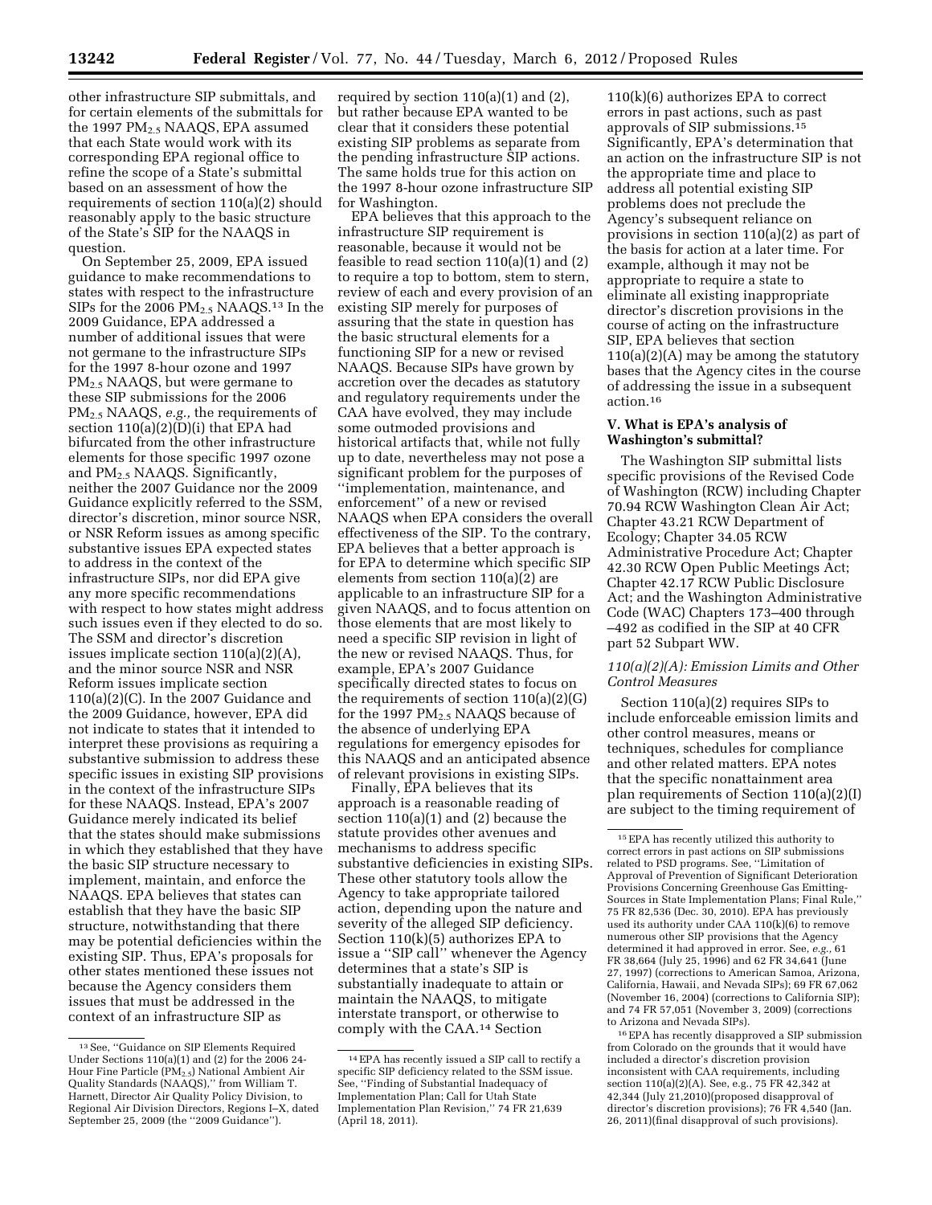other infrastructure SIP submittals, and for certain elements of the submittals for the 1997 $PM_{2.5}$ NAAQS, EPA assumed that each State would work with its corresponding EPA regional office to refine the scope of a State's submittal based on an assessment of how the requirements of section 110(a)(2) should reasonably apply to the basic structure of the State's SIP for the NAAQS in question.

On September 25, 2009, EPA issued guidance to make recommendations to states with respect to the infrastructure SIPs for the 2006 $PM_{2.5}$ NAAQS.[13] In the 2009 Guidance, EPA addressed a number of additional issues that were not germane to the infrastructure SIPs for the 1997 8-hour ozone and 1997 $PM_{2.5}$ NAAQS, but were germane to these SIP submissions for the 2006 $PM_{2.5}$ NAAQS, *e.g.,* the requirements of section 110(a)(2)(D)(i) that EPA had bifurcated from the other infrastructure elements for those specific 1997 ozone and $PM_{2.5}$ NAAQS. Significantly, neither the 2007 Guidance nor the 2009 Guidance explicitly referred to the SSM, director's discretion, minor source NSR, or NSR Reform issues as among specific substantive issues EPA expected states to address in the context of the infrastructure SIPs, nor did EPA give any more specific recommendations with respect to how states might address such issues even if they elected to do so. The SSM and director's discretion issues implicate section 110(a)(2)(A), and the minor source NSR and NSR Reform issues implicate section 110(a)(2)(C). In the 2007 Guidance and the 2009 Guidance, however, EPA did not indicate to states that it intended to interpret these provisions as requiring a substantive submission to address these specific issues in existing SIP provisions in the context of the infrastructure SIPs for these NAAQS. Instead, EPA's 2007 Guidance merely indicated its belief that the states should make submissions in which they established that they have the basic SIP structure necessary to implement, maintain, and enforce the NAAQS. EPA believes that states can establish that they have the basic SIP structure, notwithstanding that there may be potential deficiencies within the existing SIP. Thus, EPA's proposals for other states mentioned these issues not because the Agency considers them issues that must be addressed in the context of an infrastructure SIP as required by section 110(a)(1) and (2), but rather because EPA wanted to be clear that it considers these potential existing SIP problems as separate from the pending infrastructure SIP actions. The same holds true for this action on the 1997 8-hour ozone infrastructure SIP for Washington.

EPA believes that this approach to the infrastructure SIP requirement is reasonable, because it would not be feasible to read section 110(a)(1) and (2) to require a top to bottom, stem to stern, review of each and every provision of an existing SIP merely for purposes of assuring that the state in question has the basic structural elements for a functioning SIP for a new or revised NAAQS. Because SIPs have grown by accretion over the decades as statutory and regulatory requirements under the CAA have evolved, they may include some outmoded provisions and historical artifacts that, while not fully up to date, nevertheless may not pose a significant problem for the purposes of "implementation, maintenance, and enforcement" of a new or revised NAAQS when EPA considers the overall effectiveness of the SIP. To the contrary, EPA believes that a better approach is for EPA to determine which specific SIP elements from section 110(a)(2) are applicable to an infrastructure SIP for a given NAAQS, and to focus attention on those elements that are most likely to need a specific SIP revision in light of the new or revised NAAQS. Thus, for example, EPA's 2007 Guidance specifically directed states to focus on the requirements of section 110(a)(2)(G) for the 1997 $PM_{2.5}$ NAAQS because of the absence of underlying EPA regulations for emergency episodes for this NAAQS and an anticipated absence of relevant provisions in existing SIPs.

Finally, EPA believes that its approach is a reasonable reading of section 110(a)(1) and (2) because the statute provides other avenues and mechanisms to address specific substantive deficiencies in existing SIPs. These other statutory tools allow the Agency to take appropriate tailored action, depending upon the nature and severity of the alleged SIP deficiency. Section 110(k)(5) authorizes EPA to issue a "SIP call" whenever the Agency determines that a state's SIP is substantially inadequate to attain or maintain the NAAQS, to mitigate interstate transport, or otherwise to comply with the CAA.[14] Section 110(k)(6) authorizes EPA to correct errors in past actions, such as past approvals of SIP submissions.[15] Significantly, EPA's determination that an action on the infrastructure SIP is not the appropriate time and place to address all potential existing SIP problems does not preclude the Agency's subsequent reliance on provisions in section 110(a)(2) as part of the basis for action at a later time. For example, although it may not be appropriate to require a state to eliminate all existing inappropriate director's discretion provisions in the course of acting on the infrastructure SIP, EPA believes that section 110(a)(2)(A) may be among the statutory bases that the Agency cites in the course of addressing the issue in a subsequent action.[16]

## V. What is EPA's analysis of Washington's submittal?

The Washington SIP submittal lists specific provisions of the Revised Code of Washington (RCW) including Chapter 70.94 RCW Washington Clean Air Act; Chapter 43.21 RCW Department of Ecology; Chapter 34.05 RCW Administrative Procedure Act; Chapter 42.30 RCW Open Public Meetings Act; Chapter 42.17 RCW Public Disclosure Act; and the Washington Administrative Code (WAC) Chapters 173–400 through –492 as codified in the SIP at 40 CFR part 52 Subpart WW.

### *110(a)(2)(A): Emission Limits and Other Control Measures*

Section 110(a)(2) requires SIPs to include enforceable emission limits and other control measures, means or techniques, schedules for compliance and other related matters. EPA notes that the specific nonattainment area plan requirements of Section 110(a)(2)(I) are subject to the timing requirement of

---

[13] See, "Guidance on SIP Elements Required Under Sections 110(a)(1) and (2) for the 2006 24-Hour Fine Particle ($PM_{2.5}$) National Ambient Air Quality Standards (NAAQS)," from William T. Harnett, Director Air Quality Policy Division, to Regional Air Division Directors, Regions I–X, dated September 25, 2009 (the "2009 Guidance").

[14] EPA has recently issued a SIP call to rectify a specific SIP deficiency related to the SSM issue. See, "Finding of Substantial Inadequacy of Implementation Plan; Call for Utah State Implementation Plan Revision," 74 FR 21,639 (April 18, 2011).

[15] EPA has recently utilized this authority to correct errors in past actions on SIP submissions related to PSD programs. See, "Limitation of Approval of Prevention of Significant Deterioration Provisions Concerning Greenhouse Gas Emitting-Sources in State Implementation Plans; Final Rule," 75 FR 82,536 (Dec. 30, 2010). EPA has previously used its authority under CAA 110(k)(6) to remove numerous other SIP provisions that the Agency determined it had approved in error. See, *e.g.,* 61 FR 38,664 (July 25, 1996) and 62 FR 34,641 (June 27, 1997) (corrections to American Samoa, Arizona, California, Hawaii, and Nevada SIPs); 69 FR 67,062 (November 16, 2004) (corrections to California SIP); and 74 FR 57,051 (November 3, 2009) (corrections to Arizona and Nevada SIPs).

[16] EPA has recently disapproved a SIP submission from Colorado on the grounds that it would have included a director's discretion provision inconsistent with CAA requirements, including section 110(a)(2)(A). See, e.g., 75 FR 42,342 at 42,344 (July 21,2010)(proposed disapproval of director's discretion provisions); 76 FR 4,540 (Jan. 26, 2011)(final disapproval of such provisions).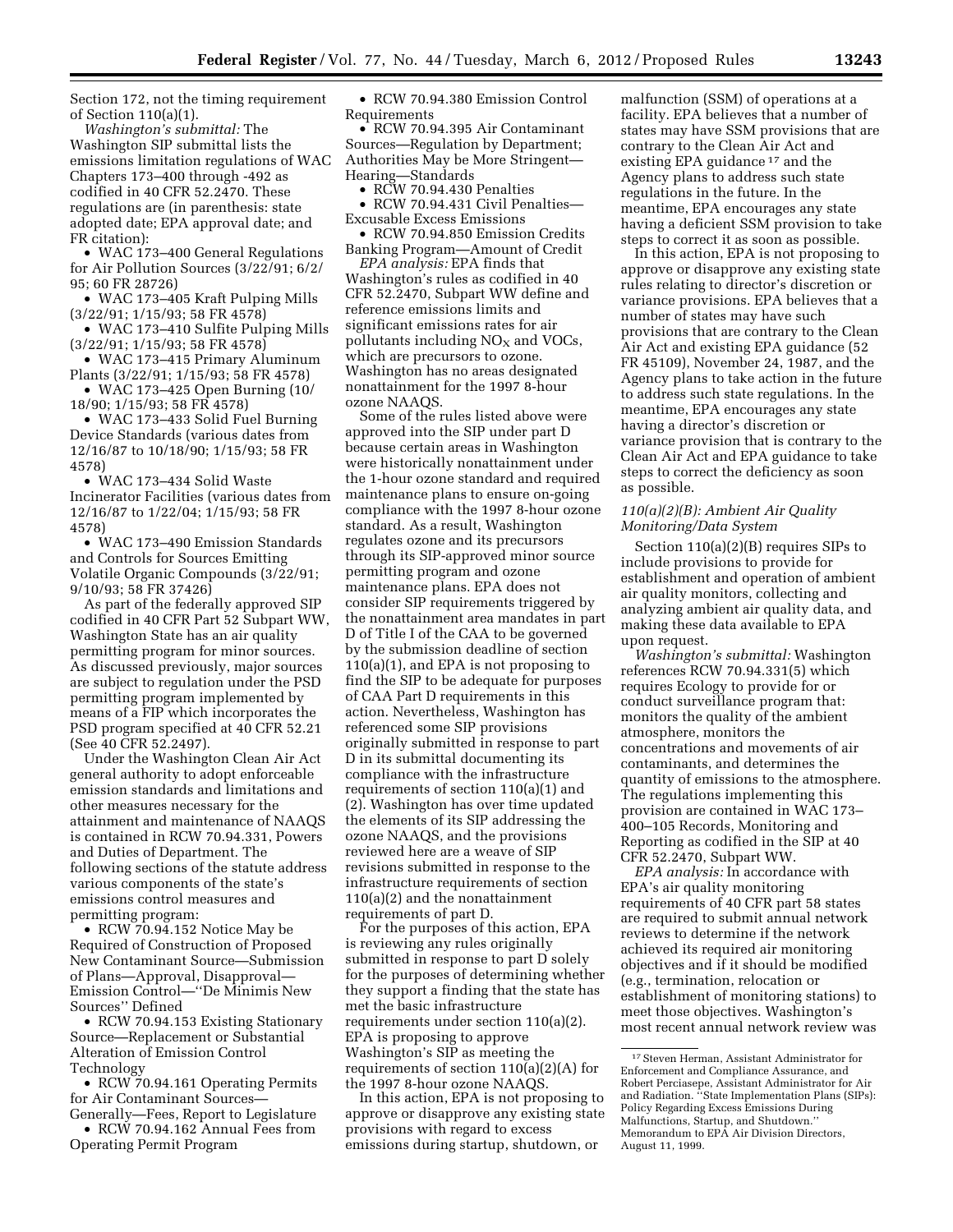Section 172, not the timing requirement of Section 110(a)(1).

*Washington's submittal:* The Washington SIP submittal lists the emissions limitation regulations of WAC Chapters 173–400 through -492 as codified in 40 CFR 52.2470. These regulations are (in parenthesis: state adopted date; EPA approval date; and FR citation):

- WAC 173–400 General Regulations for Air Pollution Sources (3/22/91; 6/2/95; 60 FR 28726)
- WAC 173–405 Kraft Pulping Mills (3/22/91; 1/15/93; 58 FR 4578)
- WAC 173–410 Sulfite Pulping Mills (3/22/91; 1/15/93; 58 FR 4578)
- WAC 173–415 Primary Aluminum Plants (3/22/91; 1/15/93; 58 FR 4578)
- WAC 173–425 Open Burning (10/18/90; 1/15/93; 58 FR 4578)
- WAC 173–433 Solid Fuel Burning Device Standards (various dates from 12/16/87 to 10/18/90; 1/15/93; 58 FR 4578)
- WAC 173–434 Solid Waste Incinerator Facilities (various dates from 12/16/87 to 1/22/04; 1/15/93; 58 FR 4578)
- WAC 173–490 Emission Standards and Controls for Sources Emitting Volatile Organic Compounds (3/22/91; 9/10/93; 58 FR 37426)

As part of the federally approved SIP codified in 40 CFR Part 52 Subpart WW, Washington State has an air quality permitting program for minor sources. As discussed previously, major sources are subject to regulation under the PSD permitting program implemented by means of a FIP which incorporates the PSD program specified at 40 CFR 52.21 (See 40 CFR 52.2497).

Under the Washington Clean Air Act general authority to adopt enforceable emission standards and limitations and other measures necessary for the attainment and maintenance of NAAQS is contained in RCW 70.94.331, Powers and Duties of Department. The following sections of the statute address various components of the state's emissions control measures and permitting program:

- RCW 70.94.152 Notice May be Required of Construction of Proposed New Contaminant Source—Submission of Plans—Approval, Disapproval—Emission Control—''De Minimis New Sources'' Defined
- RCW 70.94.153 Existing Stationary Source—Replacement or Substantial Alteration of Emission Control Technology
- RCW 70.94.161 Operating Permits for Air Contaminant Sources—Generally—Fees, Report to Legislature
- RCW 70.94.162 Annual Fees from Operating Permit Program
- RCW 70.94.380 Emission Control Requirements
- RCW 70.94.395 Air Contaminant Sources—Regulation by Department; Authorities May be More Stringent—Hearing—Standards
- RCW 70.94.430 Penalties
- RCW 70.94.431 Civil Penalties—Excusable Excess Emissions
- RCW 70.94.850 Emission Credits Banking Program—Amount of Credit

*EPA analysis:* EPA finds that Washington's rules as codified in 40 CFR 52.2470, Subpart WW define and reference emissions limits and significant emissions rates for air pollutants including $NO_X$ and VOCs, which are precursors to ozone. Washington has no areas designated nonattainment for the 1997 8-hour ozone NAAQS.

Some of the rules listed above were approved into the SIP under part D because certain areas in Washington were historically nonattainment under the 1-hour ozone standard and required maintenance plans to ensure on-going compliance with the 1997 8-hour ozone standard. As a result, Washington regulates ozone and its precursors through its SIP-approved minor source permitting program and ozone maintenance plans. EPA does not consider SIP requirements triggered by the nonattainment area mandates in part D of Title I of the CAA to be governed by the submission deadline of section 110(a)(1), and EPA is not proposing to find the SIP to be adequate for purposes of CAA Part D requirements in this action. Nevertheless, Washington has referenced some SIP provisions originally submitted in response to part D in its submittal documenting its compliance with the infrastructure requirements of section 110(a)(1) and (2). Washington has over time updated the elements of its SIP addressing the ozone NAAQS, and the provisions reviewed here are a weave of SIP revisions submitted in response to the infrastructure requirements of section 110(a)(2) and the nonattainment requirements of part D.

For the purposes of this action, EPA is reviewing any rules originally submitted in response to part D solely for the purposes of determining whether they support a finding that the state has met the basic infrastructure requirements under section 110(a)(2). EPA is proposing to approve Washington's SIP as meeting the requirements of section 110(a)(2)(A) for the 1997 8-hour ozone NAAQS.

In this action, EPA is not proposing to approve or disapprove any existing state provisions with regard to excess emissions during startup, shutdown, or malfunction (SSM) of operations at a facility. EPA believes that a number of states may have SSM provisions that are contrary to the Clean Air Act and existing EPA guidance [17] and the Agency plans to address such state regulations in the future. In the meantime, EPA encourages any state having a deficient SSM provision to take steps to correct it as soon as possible.

In this action, EPA is not proposing to approve or disapprove any existing state rules relating to director's discretion or variance provisions. EPA believes that a number of states may have such provisions that are contrary to the Clean Air Act and existing EPA guidance (52 FR 45109), November 24, 1987, and the Agency plans to take action in the future to address such state regulations. In the meantime, EPA encourages any state having a director's discretion or variance provision that is contrary to the Clean Air Act and EPA guidance to take steps to correct the deficiency as soon as possible.

### *110(a)(2)(B): Ambient Air Quality Monitoring/Data System*

Section 110(a)(2)(B) requires SIPs to include provisions to provide for establishment and operation of ambient air quality monitors, collecting and analyzing ambient air quality data, and making these data available to EPA upon request.

*Washington's submittal:* Washington references RCW 70.94.331(5) which requires Ecology to provide for or conduct surveillance program that: monitors the quality of the ambient atmosphere, monitors the concentrations and movements of air contaminants, and determines the quantity of emissions to the atmosphere. The regulations implementing this provision are contained in WAC 173–400–105 Records, Monitoring and Reporting as codified in the SIP at 40 CFR 52.2470, Subpart WW.

*EPA analysis:* In accordance with EPA's air quality monitoring requirements of 40 CFR part 58 states are required to submit annual network reviews to determine if the network achieved its required air monitoring objectives and if it should be modified (e.g., termination, relocation or establishment of monitoring stations) to meet those objectives. Washington's most recent annual network review was

[17] Steven Herman, Assistant Administrator for Enforcement and Compliance Assurance, and Robert Perciasepe, Assistant Administrator for Air and Radiation. ''State Implementation Plans (SIPs): Policy Regarding Excess Emissions During Malfunctions, Startup, and Shutdown.'' Memorandum to EPA Air Division Directors, August 11, 1999.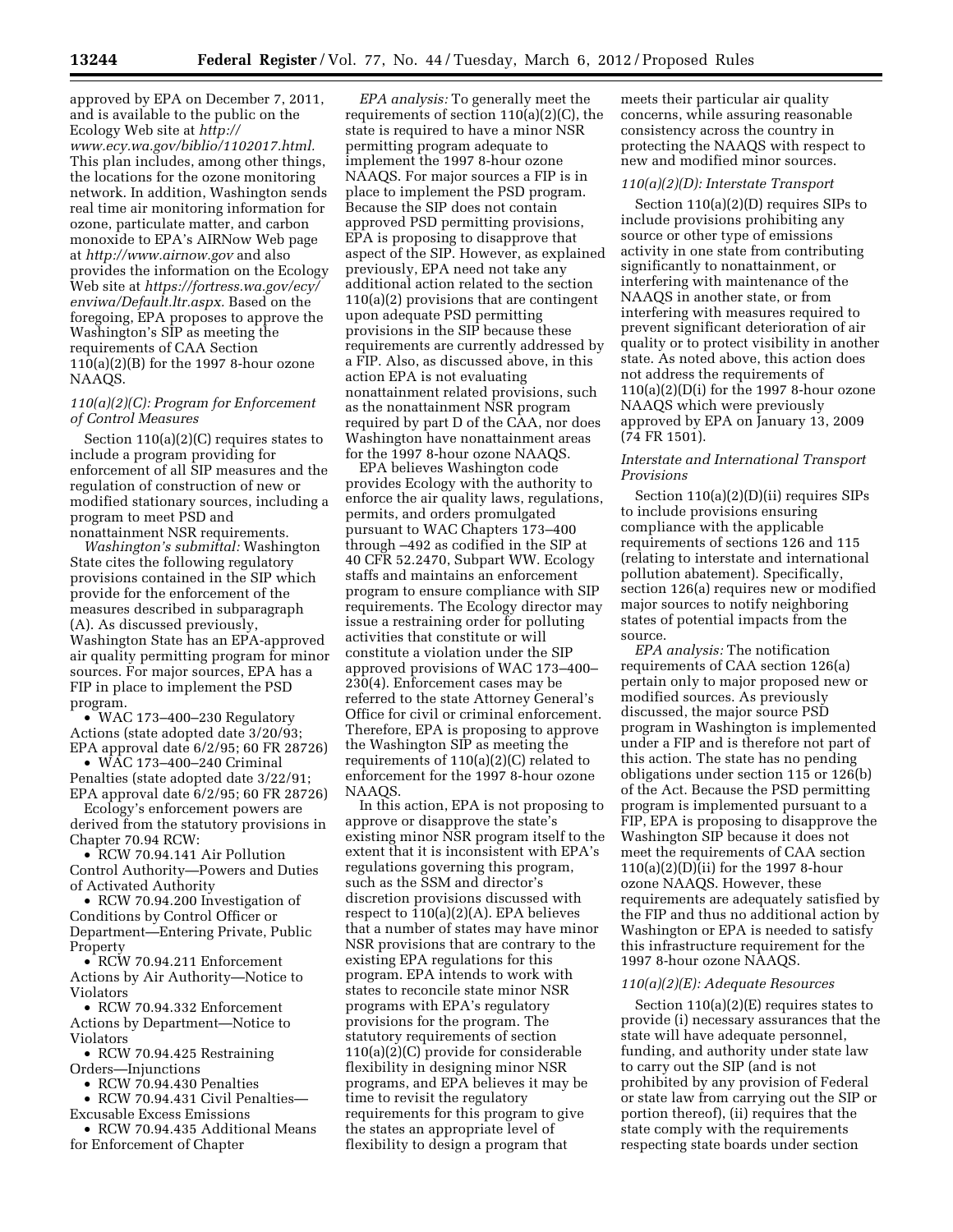approved by EPA on December 7, 2011, and is available to the public on the Ecology Web site at *http://www.ecy.wa.gov/biblio/1102017.html*. This plan includes, among other things, the locations for the ozone monitoring network. In addition, Washington sends real time air monitoring information for ozone, particulate matter, and carbon monoxide to EPA's AIRNow Web page at *http://www.airnow.gov* and also provides the information on the Ecology Web site at *https://fortress.wa.gov/ecy/enviwa/Default.ltr.aspx*. Based on the foregoing, EPA proposes to approve the Washington's SIP as meeting the requirements of CAA Section 110(a)(2)(B) for the 1997 8-hour ozone NAAQS.

*110(a)(2)(C): Program for Enforcement of Control Measures*

Section 110(a)(2)(C) requires states to include a program providing for enforcement of all SIP measures and the regulation of construction of new or modified stationary sources, including a program to meet PSD and nonattainment NSR requirements.

*Washington's submittal:* Washington State cites the following regulatory provisions contained in the SIP which provide for the enforcement of the measures described in subparagraph (A). As discussed previously, Washington State has an EPA-approved air quality permitting program for minor sources. For major sources, EPA has a FIP in place to implement the PSD program.

- WAC 173–400–230 Regulatory Actions (state adopted date 3/20/93; EPA approval date 6/2/95; 60 FR 28726)
- WAC 173–400–240 Criminal Penalties (state adopted date 3/22/91; EPA approval date 6/2/95; 60 FR 28726)

Ecology's enforcement powers are derived from the statutory provisions in Chapter 70.94 RCW:

- RCW 70.94.141 Air Pollution Control Authority—Powers and Duties of Activated Authority
- RCW 70.94.200 Investigation of Conditions by Control Officer or Department—Entering Private, Public Property
- RCW 70.94.211 Enforcement Actions by Air Authority—Notice to Violators
- RCW 70.94.332 Enforcement Actions by Department—Notice to Violators
- RCW 70.94.425 Restraining Orders—Injunctions
- RCW 70.94.430 Penalties
- RCW 70.94.431 Civil Penalties—Excusable Excess Emissions
- RCW 70.94.435 Additional Means for Enforcement of Chapter

*EPA analysis:* To generally meet the requirements of section 110(a)(2)(C), the state is required to have a minor NSR permitting program adequate to implement the 1997 8-hour ozone NAAQS. For major sources a FIP is in place to implement the PSD program. Because the SIP does not contain approved PSD permitting provisions, EPA is proposing to disapprove that aspect of the SIP. However, as explained previously, EPA need not take any additional action related to the section 110(a)(2) provisions that are contingent upon adequate PSD permitting provisions in the SIP because these requirements are currently addressed by a FIP. Also, as discussed above, in this action EPA is not evaluating nonattainment related provisions, such as the nonattainment NSR program required by part D of the CAA, nor does Washington have nonattainment areas for the 1997 8-hour ozone NAAQS.

EPA believes Washington code provides Ecology with the authority to enforce the air quality laws, regulations, permits, and orders promulgated pursuant to WAC Chapters 173–400 through –492 as codified in the SIP at 40 CFR 52.2470, Subpart WW. Ecology staffs and maintains an enforcement program to ensure compliance with SIP requirements. The Ecology director may issue a restraining order for polluting activities that constitute or will constitute a violation under the SIP approved provisions of WAC 173–400–230(4). Enforcement cases may be referred to the state Attorney General's Office for civil or criminal enforcement. Therefore, EPA is proposing to approve the Washington SIP as meeting the requirements of 110(a)(2)(C) related to enforcement for the 1997 8-hour ozone NAAQS.

In this action, EPA is not proposing to approve or disapprove the state's existing minor NSR program itself to the extent that it is inconsistent with EPA's regulations governing this program, such as the SSM and director's discretion provisions discussed with respect to 110(a)(2)(A). EPA believes that a number of states may have minor NSR provisions that are contrary to the existing EPA regulations for this program. EPA intends to work with states to reconcile state minor NSR programs with EPA's regulatory provisions for the program. The statutory requirements of section 110(a)(2)(C) provide for considerable flexibility in designing minor NSR programs, and EPA believes it may be time to revisit the regulatory requirements for this program to give the states an appropriate level of flexibility to design a program that meets their particular air quality concerns, while assuring reasonable consistency across the country in protecting the NAAQS with respect to new and modified minor sources.

*110(a)(2)(D): Interstate Transport*

Section 110(a)(2)(D) requires SIPs to include provisions prohibiting any source or other type of emissions activity in one state from contributing significantly to nonattainment, or interfering with maintenance of the NAAQS in another state, or from interfering with measures required to prevent significant deterioration of air quality or to protect visibility in another state. As noted above, this action does not address the requirements of 110(a)(2)(D(i) for the 1997 8-hour ozone NAAQS which were previously approved by EPA on January 13, 2009 (74 FR 1501).

*Interstate and International Transport Provisions*

Section 110(a)(2)(D)(ii) requires SIPs to include provisions ensuring compliance with the applicable requirements of sections 126 and 115 (relating to interstate and international pollution abatement). Specifically, section 126(a) requires new or modified major sources to notify neighboring states of potential impacts from the source.

*EPA analysis:* The notification requirements of CAA section 126(a) pertain only to major proposed new or modified sources. As previously discussed, the major source PSD program in Washington is implemented under a FIP and is therefore not part of this action. The state has no pending obligations under section 115 or 126(b) of the Act. Because the PSD permitting program is implemented pursuant to a FIP, EPA is proposing to disapprove the Washington SIP because it does not meet the requirements of CAA section 110(a)(2)(D)(ii) for the 1997 8-hour ozone NAAQS. However, these requirements are adequately satisfied by the FIP and thus no additional action by Washington or EPA is needed to satisfy this infrastructure requirement for the 1997 8-hour ozone NAAQS.

*110(a)(2)(E): Adequate Resources*

Section 110(a)(2)(E) requires states to provide (i) necessary assurances that the state will have adequate personnel, funding, and authority under state law to carry out the SIP (and is not prohibited by any provision of Federal or state law from carrying out the SIP or portion thereof), (ii) requires that the state comply with the requirements respecting state boards under section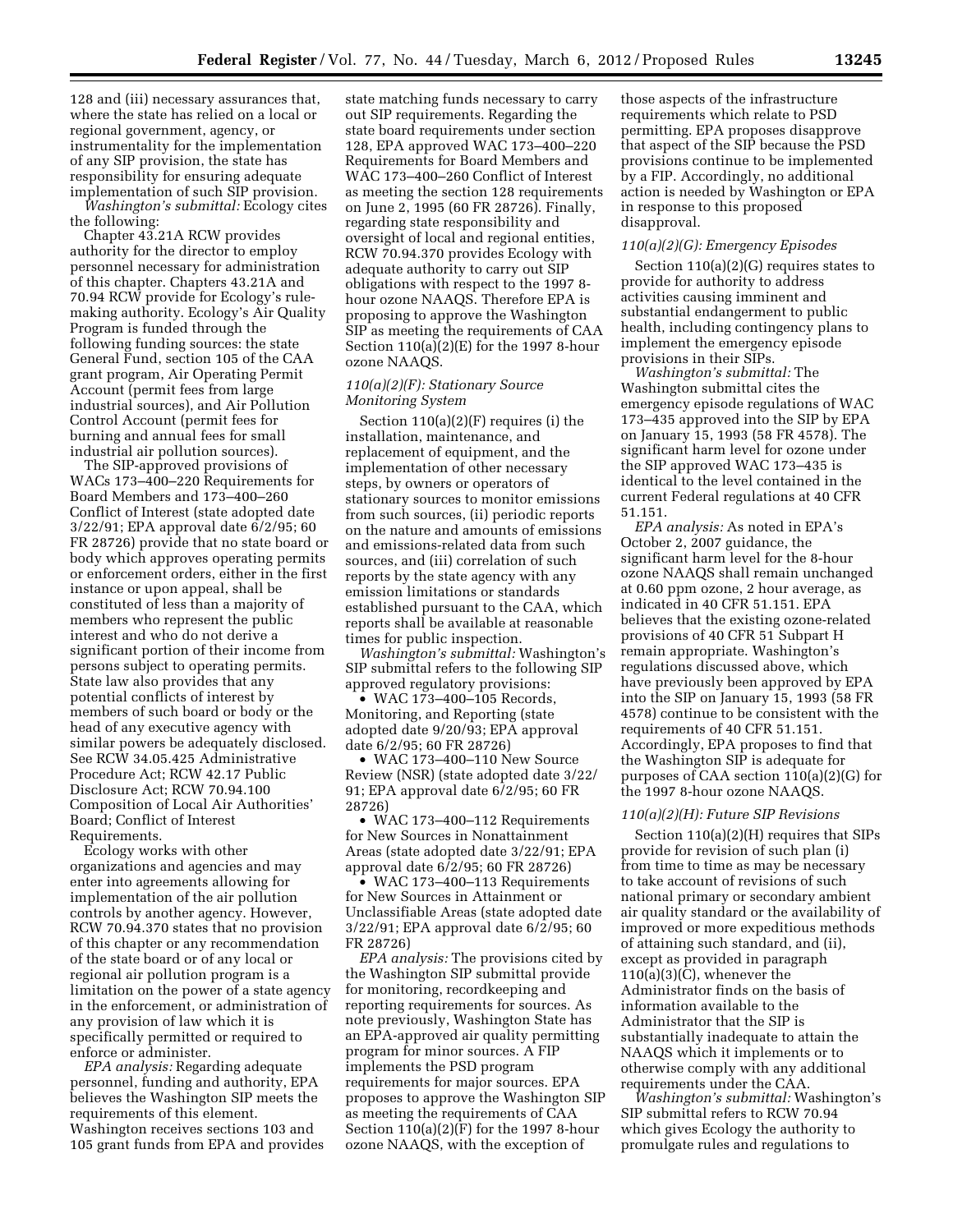128 and (iii) necessary assurances that, where the state has relied on a local or regional government, agency, or instrumentality for the implementation of any SIP provision, the state has responsibility for ensuring adequate implementation of such SIP provision.

*Washington's submittal:* Ecology cites the following:

Chapter 43.21A RCW provides authority for the director to employ personnel necessary for administration of this chapter. Chapters 43.21A and 70.94 RCW provide for Ecology's rule-making authority. Ecology's Air Quality Program is funded through the following funding sources: the state General Fund, section 105 of the CAA grant program, Air Operating Permit Account (permit fees from large industrial sources), and Air Pollution Control Account (permit fees for burning and annual fees for small industrial air pollution sources).

The SIP-approved provisions of WACs 173–400–220 Requirements for Board Members and 173–400–260 Conflict of Interest (state adopted date 3/22/91; EPA approval date 6/2/95; 60 FR 28726) provide that no state board or body which approves operating permits or enforcement orders, either in the first instance or upon appeal, shall be constituted of less than a majority of members who represent the public interest and who do not derive a significant portion of their income from persons subject to operating permits. State law also provides that any potential conflicts of interest by members of such board or body or the head of any executive agency with similar powers be adequately disclosed. See RCW 34.05.425 Administrative Procedure Act; RCW 42.17 Public Disclosure Act; RCW 70.94.100 Composition of Local Air Authorities' Board; Conflict of Interest Requirements.

Ecology works with other organizations and agencies and may enter into agreements allowing for implementation of the air pollution controls by another agency. However, RCW 70.94.370 states that no provision of this chapter or any recommendation of the state board or of any local or regional air pollution program is a limitation on the power of a state agency in the enforcement, or administration of any provision of law which it is specifically permitted or required to enforce or administer.

*EPA analysis:* Regarding adequate personnel, funding and authority, EPA believes the Washington SIP meets the requirements of this element. Washington receives sections 103 and 105 grant funds from EPA and provides state matching funds necessary to carry out SIP requirements. Regarding the state board requirements under section 128, EPA approved WAC 173–400–220 Requirements for Board Members and WAC 173–400–260 Conflict of Interest as meeting the section 128 requirements on June 2, 1995 (60 FR 28726). Finally, regarding state responsibility and oversight of local and regional entities, RCW 70.94.370 provides Ecology with adequate authority to carry out SIP obligations with respect to the 1997 8-hour ozone NAAQS. Therefore EPA is proposing to approve the Washington SIP as meeting the requirements of CAA Section 110(a)(2)(E) for the 1997 8-hour ozone NAAQS.

### *110(a)(2)(F): Stationary Source Monitoring System*

Section 110(a)(2)(F) requires (i) the installation, maintenance, and replacement of equipment, and the implementation of other necessary steps, by owners or operators of stationary sources to monitor emissions from such sources, (ii) periodic reports on the nature and amounts of emissions and emissions-related data from such sources, and (iii) correlation of such reports by the state agency with any emission limitations or standards established pursuant to the CAA, which reports shall be available at reasonable times for public inspection.

*Washington's submittal:* Washington's SIP submittal refers to the following SIP approved regulatory provisions:

- WAC 173–400–105 Records, Monitoring, and Reporting (state adopted date 9/20/93; EPA approval date 6/2/95; 60 FR 28726)
- WAC 173–400–110 New Source Review (NSR) (state adopted date 3/22/91; EPA approval date 6/2/95; 60 FR 28726)
- WAC 173–400–112 Requirements for New Sources in Nonattainment Areas (state adopted date 3/22/91; EPA approval date 6/2/95; 60 FR 28726)
- WAC 173–400–113 Requirements for New Sources in Attainment or Unclassifiable Areas (state adopted date 3/22/91; EPA approval date 6/2/95; 60 FR 28726)

*EPA analysis:* The provisions cited by the Washington SIP submittal provide for monitoring, recordkeeping and reporting requirements for sources. As note previously, Washington State has an EPA-approved air quality permitting program for minor sources. A FIP implements the PSD program requirements for major sources. EPA proposes to approve the Washington SIP as meeting the requirements of CAA Section 110(a)(2)(F) for the 1997 8-hour ozone NAAQS, with the exception of those aspects of the infrastructure requirements which relate to PSD permitting. EPA proposes disapprove that aspect of the SIP because the PSD provisions continue to be implemented by a FIP. Accordingly, no additional action is needed by Washington or EPA in response to this proposed disapproval.

### *110(a)(2)(G): Emergency Episodes*

Section 110(a)(2)(G) requires states to provide for authority to address activities causing imminent and substantial endangerment to public health, including contingency plans to implement the emergency episode provisions in their SIPs.

*Washington's submittal:* The Washington submittal cites the emergency episode regulations of WAC 173–435 approved into the SIP by EPA on January 15, 1993 (58 FR 4578). The significant harm level for ozone under the SIP approved WAC 173–435 is identical to the level contained in the current Federal regulations at 40 CFR 51.151.

*EPA analysis:* As noted in EPA's October 2, 2007 guidance, the significant harm level for the 8-hour ozone NAAQS shall remain unchanged at 0.60 ppm ozone, 2 hour average, as indicated in 40 CFR 51.151. EPA believes that the existing ozone-related provisions of 40 CFR 51 Subpart H remain appropriate. Washington's regulations discussed above, which have previously been approved by EPA into the SIP on January 15, 1993 (58 FR 4578) continue to be consistent with the requirements of 40 CFR 51.151. Accordingly, EPA proposes to find that the Washington SIP is adequate for purposes of CAA section 110(a)(2)(G) for the 1997 8-hour ozone NAAQS.

### *110(a)(2)(H): Future SIP Revisions*

Section 110(a)(2)(H) requires that SIPs provide for revision of such plan (i) from time to time as may be necessary to take account of revisions of such national primary or secondary ambient air quality standard or the availability of improved or more expeditious methods of attaining such standard, and (ii), except as provided in paragraph 110(a)(3)(C), whenever the Administrator finds on the basis of information available to the Administrator that the SIP is substantially inadequate to attain the NAAQS which it implements or to otherwise comply with any additional requirements under the CAA.

*Washington's submittal:* Washington's SIP submittal refers to RCW 70.94 which gives Ecology the authority to promulgate rules and regulations to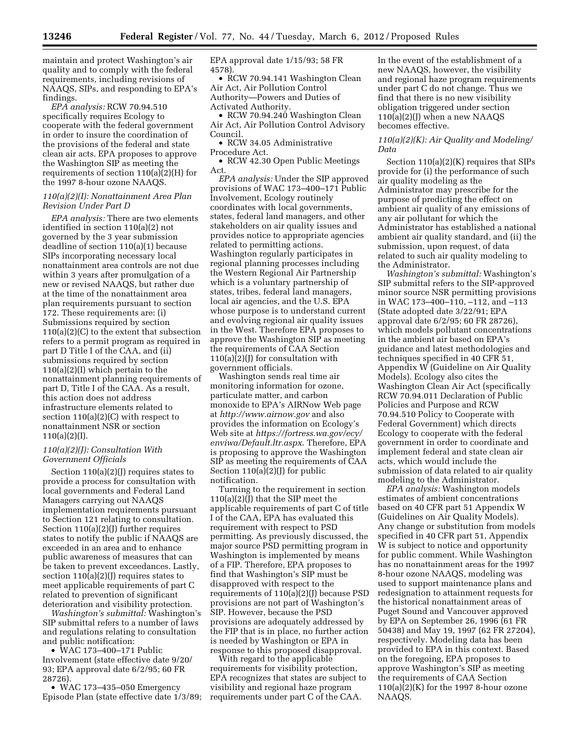maintain and protect Washington's air quality and to comply with the federal requirements, including revisions of NAAQS, SIPs, and responding to EPA's findings.

*EPA analysis:* RCW 70.94.510 specifically requires Ecology to cooperate with the federal government in order to insure the coordination of the provisions of the federal and state clean air acts. EPA proposes to approve the Washington SIP as meeting the requirements of section 110(a)(2)(H) for the 1997 8-hour ozone NAAQS.

### *110(a)(2)(I): Nonattainment Area Plan Revision Under Part D*

*EPA analysis:* There are two elements identified in section 110(a)(2) not governed by the 3 year submission deadline of section 110(a)(1) because SIPs incorporating necessary local nonattainment area controls are not due within 3 years after promulgation of a new or revised NAAQS, but rather due at the time of the nonattainment area plan requirements pursuant to section 172. These requirements are: (i) Submissions required by section 110(a)(2)(C) to the extent that subsection refers to a permit program as required in part D Title I of the CAA, and (ii) submissions required by section 110(a)(2)(I) which pertain to the nonattainment planning requirements of part D, Title I of the CAA. As a result, this action does not address infrastructure elements related to section 110(a)(2)(C) with respect to nonattainment NSR or section 110(a)(2)(I).

### *110(a)(2)(J): Consultation With Government Officials*

Section 110(a)(2)(J) requires states to provide a process for consultation with local governments and Federal Land Managers carrying out NAAQS implementation requirements pursuant to Section 121 relating to consultation. Section 110(a)(2)(J) further requires states to notify the public if NAAQS are exceeded in an area and to enhance public awareness of measures that can be taken to prevent exceedances. Lastly, section 110(a)(2)(J) requires states to meet applicable requirements of part C related to prevention of significant deterioration and visibility protection.

*Washington's submittal:* Washington's SIP submittal refers to a number of laws and regulations relating to consultation and public notification:

- WAC 173–400–171 Public Involvement (state effective date 9/20/93; EPA approval date 6/2/95; 60 FR 28726).
- WAC 173–435–050 Emergency Episode Plan (state effective date 1/3/89; EPA approval date 1/15/93; 58 FR 4578).
- RCW 70.94.141 Washington Clean Air Act, Air Pollution Control Authority—Powers and Duties of Activated Authority.
- RCW 70.94.240 Washington Clean Air Act, Air Pollution Control Advisory Council.
- RCW 34.05 Administrative Procedure Act.
- RCW 42.30 Open Public Meetings Act.

*EPA analysis:* Under the SIP approved provisions of WAC 173–400–171 Public Involvement, Ecology routinely coordinates with local governments, states, federal land managers, and other stakeholders on air quality issues and provides notice to appropriate agencies related to permitting actions. Washington regularly participates in regional planning processes including the Western Regional Air Partnership which is a voluntary partnership of states, tribes, federal land managers, local air agencies, and the U.S. EPA whose purpose is to understand current and evolving regional air quality issues in the West. Therefore EPA proposes to approve the Washington SIP as meeting the requirements of CAA Section 110(a)(2)(J) for consultation with government officials.

Washington sends real time air monitoring information for ozone, particulate matter, and carbon monoxide to EPA's AIRNow Web page at *http://www.airnow.gov* and also provides the information on Ecology's Web site at *https://fortress.wa.gov/ecy/enviwa/Default.ltr.aspx*. Therefore, EPA is proposing to approve the Washington SIP as meeting the requirements of CAA Section 110(a)(2)(J) for public notification.

Turning to the requirement in section 110(a)(2)(J) that the SIP meet the applicable requirements of part C of title I of the CAA, EPA has evaluated this requirement with respect to PSD permitting. As previously discussed, the major source PSD permitting program in Washington is implemented by means of a FIP. Therefore, EPA proposes to find that Washington's SIP must be disapproved with respect to the requirements of 110(a)(2)(J) because PSD provisions are not part of Washington's SIP. However, because the PSD provisions are adequately addressed by the FIP that is in place, no further action is needed by Washington or EPA in response to this proposed disapproval.

With regard to the applicable requirements for visibility protection, EPA recognizes that states are subject to visibility and regional haze program requirements under part C of the CAA. In the event of the establishment of a new NAAQS, however, the visibility and regional haze program requirements under part C do not change. Thus we find that there is no new visibility obligation triggered under section 110(a)(2)(J) when a new NAAQS becomes effective.

### *110(a)(2)(K): Air Quality and Modeling/Data*

Section 110(a)(2)(K) requires that SIPs provide for (i) the performance of such air quality modeling as the Administrator may prescribe for the purpose of predicting the effect on ambient air quality of any emissions of any air pollutant for which the Administrator has established a national ambient air quality standard, and (ii) the submission, upon request, of data related to such air quality modeling to the Administrator.

*Washington's submittal:* Washington's SIP submittal refers to the SIP-approved minor source NSR permitting provisions in WAC 173–400–110, –112, and –113 (State adopted date 3/22/91; EPA approval date 6/2/95; 60 FR 28726), which models pollutant concentrations in the ambient air based on EPA's guidance and latest methodologies and techniques specified in 40 CFR 51, Appendix W (Guideline on Air Quality Models). Ecology also cites the Washington Clean Air Act (specifically RCW 70.94.011 Declaration of Public Policies and Purpose and RCW 70.94.510 Policy to Cooperate with Federal Government) which directs Ecology to cooperate with the federal government in order to coordinate and implement federal and state clean air acts, which would include the submission of data related to air quality modeling to the Administrator.

*EPA analysis:* Washington models estimates of ambient concentrations based on 40 CFR part 51 Appendix W (Guidelines on Air Quality Models). Any change or substitution from models specified in 40 CFR part 51, Appendix W is subject to notice and opportunity for public comment. While Washington has no nonattainment areas for the 1997 8-hour ozone NAAQS, modeling was used to support maintenance plans and redesignation to attainment requests for the historical nonattainment areas of Puget Sound and Vancouver approved by EPA on September 26, 1996 (61 FR 50438) and May 19, 1997 (62 FR 27204), respectively. Modeling data has been provided to EPA in this context. Based on the foregoing, EPA proposes to approve Washington's SIP as meeting the requirements of CAA Section 110(a)(2)(K) for the 1997 8-hour ozone NAAQS.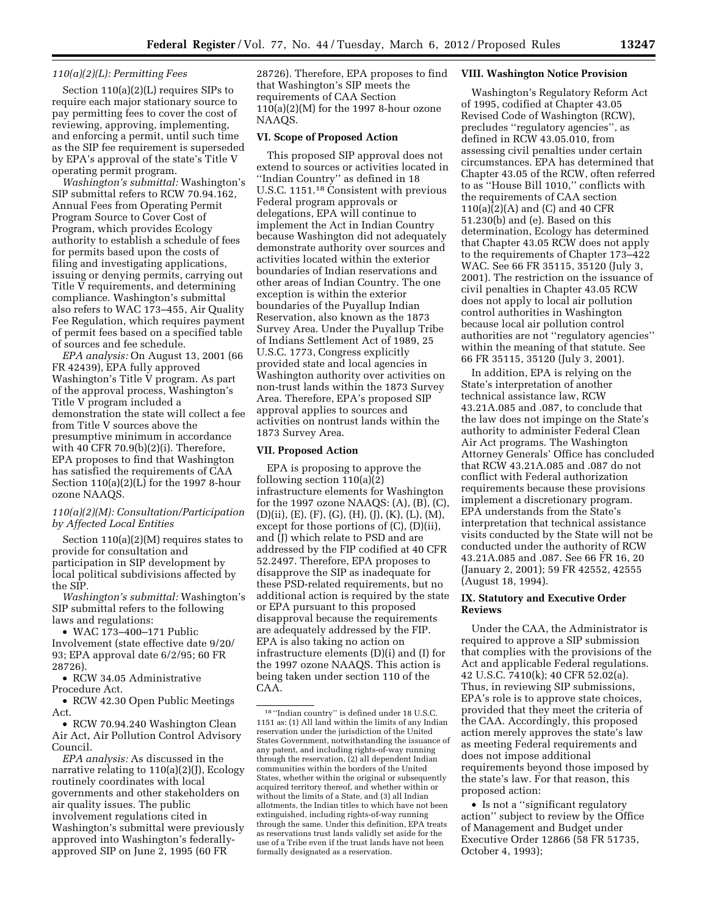*110(a)(2)(L): Permitting Fees*

Section 110(a)(2)(L) requires SIPs to require each major stationary source to pay permitting fees to cover the cost of reviewing, approving, implementing, and enforcing a permit, until such time as the SIP fee requirement is superseded by EPA's approval of the state's Title V operating permit program.

*Washington's submittal:* Washington's SIP submittal refers to RCW 70.94.162, Annual Fees from Operating Permit Program Source to Cover Cost of Program, which provides Ecology authority to establish a schedule of fees for permits based upon the costs of filing and investigating applications, issuing or denying permits, carrying out Title V requirements, and determining compliance. Washington's submittal also refers to WAC 173–455, Air Quality Fee Regulation, which requires payment of permit fees based on a specified table of sources and fee schedule.

*EPA analysis:* On August 13, 2001 (66 FR 42439), EPA fully approved Washington's Title V program. As part of the approval process, Washington's Title V program included a demonstration the state will collect a fee from Title V sources above the presumptive minimum in accordance with 40 CFR 70.9(b)(2)(i). Therefore, EPA proposes to find that Washington has satisfied the requirements of CAA Section 110(a)(2)(L) for the 1997 8-hour ozone NAAQS.

*110(a)(2)(M): Consultation/Participation by Affected Local Entities*

Section 110(a)(2)(M) requires states to provide for consultation and participation in SIP development by local political subdivisions affected by the SIP.

*Washington's submittal:* Washington's SIP submittal refers to the following laws and regulations:

- WAC 173–400–171 Public Involvement (state effective date 9/20/93; EPA approval date 6/2/95; 60 FR 28726).
- RCW 34.05 Administrative Procedure Act.
- RCW 42.30 Open Public Meetings Act.
- RCW 70.94.240 Washington Clean Air Act, Air Pollution Control Advisory Council.

*EPA analysis:* As discussed in the narrative relating to 110(a)(2)(J), Ecology routinely coordinates with local governments and other stakeholders on air quality issues. The public involvement regulations cited in Washington's submittal were previously approved into Washington's federally-approved SIP on June 2, 1995 (60 FR 28726). Therefore, EPA proposes to find that Washington's SIP meets the requirements of CAA Section 110(a)(2)(M) for the 1997 8-hour ozone NAAQS.

## VI. Scope of Proposed Action

This proposed SIP approval does not extend to sources or activities located in "Indian Country" as defined in 18 U.S.C. 1151.[18] Consistent with previous Federal program approvals or delegations, EPA will continue to implement the Act in Indian Country because Washington did not adequately demonstrate authority over sources and activities located within the exterior boundaries of Indian reservations and other areas of Indian Country. The one exception is within the exterior boundaries of the Puyallup Indian Reservation, also known as the 1873 Survey Area. Under the Puyallup Tribe of Indians Settlement Act of 1989, 25 U.S.C. 1773, Congress explicitly provided state and local agencies in Washington authority over activities on non-trust lands within the 1873 Survey Area. Therefore, EPA's proposed SIP approval applies to sources and activities on nontrust lands within the 1873 Survey Area.

## VII. Proposed Action

EPA is proposing to approve the following section 110(a)(2) infrastructure elements for Washington for the 1997 ozone NAAQS: (A), (B), (C), (D)(ii), (E), (F), (G), (H), (J), (K), (L), (M), except for those portions of (C), (D)(ii), and (J) which relate to PSD and are addressed by the FIP codified at 40 CFR 52.2497. Therefore, EPA proposes to disapprove the SIP as inadequate for these PSD-related requirements, but no additional action is required by the state or EPA pursuant to this proposed disapproval because the requirements are adequately addressed by the FIP. EPA is also taking no action on infrastructure elements (D)(i) and (I) for the 1997 ozone NAAQS. This action is being taken under section 110 of the CAA.

[18] "Indian country" is defined under 18 U.S.C. 1151 as: (1) All land within the limits of any Indian reservation under the jurisdiction of the United States Government, notwithstanding the issuance of any patent, and including rights-of-way running through the reservation, (2) all dependent Indian communities within the borders of the United States, whether within the original or subsequently acquired territory thereof, and whether within or without the limits of a State, and (3) all Indian allotments, the Indian titles to which have not been extinguished, including rights-of-way running through the same. Under this definition, EPA treats as reservations trust lands validly set aside for the use of a Tribe even if the trust lands have not been formally designated as a reservation.

## VIII. Washington Notice Provision

Washington's Regulatory Reform Act of 1995, codified at Chapter 43.05 Revised Code of Washington (RCW), precludes "regulatory agencies", as defined in RCW 43.05.010, from assessing civil penalties under certain circumstances. EPA has determined that Chapter 43.05 of the RCW, often referred to as "House Bill 1010," conflicts with the requirements of CAA section 110(a)(2)(A) and (C) and 40 CFR 51.230(b) and (e). Based on this determination, Ecology has determined that Chapter 43.05 RCW does not apply to the requirements of Chapter 173–422 WAC. See 66 FR 35115, 35120 (July 3, 2001). The restriction on the issuance of civil penalties in Chapter 43.05 RCW does not apply to local air pollution control authorities in Washington because local air pollution control authorities are not "regulatory agencies" within the meaning of that statute. See 66 FR 35115, 35120 (July 3, 2001).

In addition, EPA is relying on the State's interpretation of another technical assistance law, RCW 43.21A.085 and .087, to conclude that the law does not impinge on the State's authority to administer Federal Clean Air Act programs. The Washington Attorney Generals' Office has concluded that RCW 43.21A.085 and .087 do not conflict with Federal authorization requirements because these provisions implement a discretionary program. EPA understands from the State's interpretation that technical assistance visits conducted by the State will not be conducted under the authority of RCW 43.21A.085 and .087. See 66 FR 16, 20 (January 2, 2001); 59 FR 42552, 42555 (August 18, 1994).

## IX. Statutory and Executive Order Reviews

Under the CAA, the Administrator is required to approve a SIP submission that complies with the provisions of the Act and applicable Federal regulations. 42 U.S.C. 7410(k); 40 CFR 52.02(a). Thus, in reviewing SIP submissions, EPA's role is to approve state choices, provided that they meet the criteria of the CAA. Accordingly, this proposed action merely approves the state's law as meeting Federal requirements and does not impose additional requirements beyond those imposed by the state's law. For that reason, this proposed action:

- Is not a "significant regulatory action" subject to review by the Office of Management and Budget under Executive Order 12866 (58 FR 51735, October 4, 1993);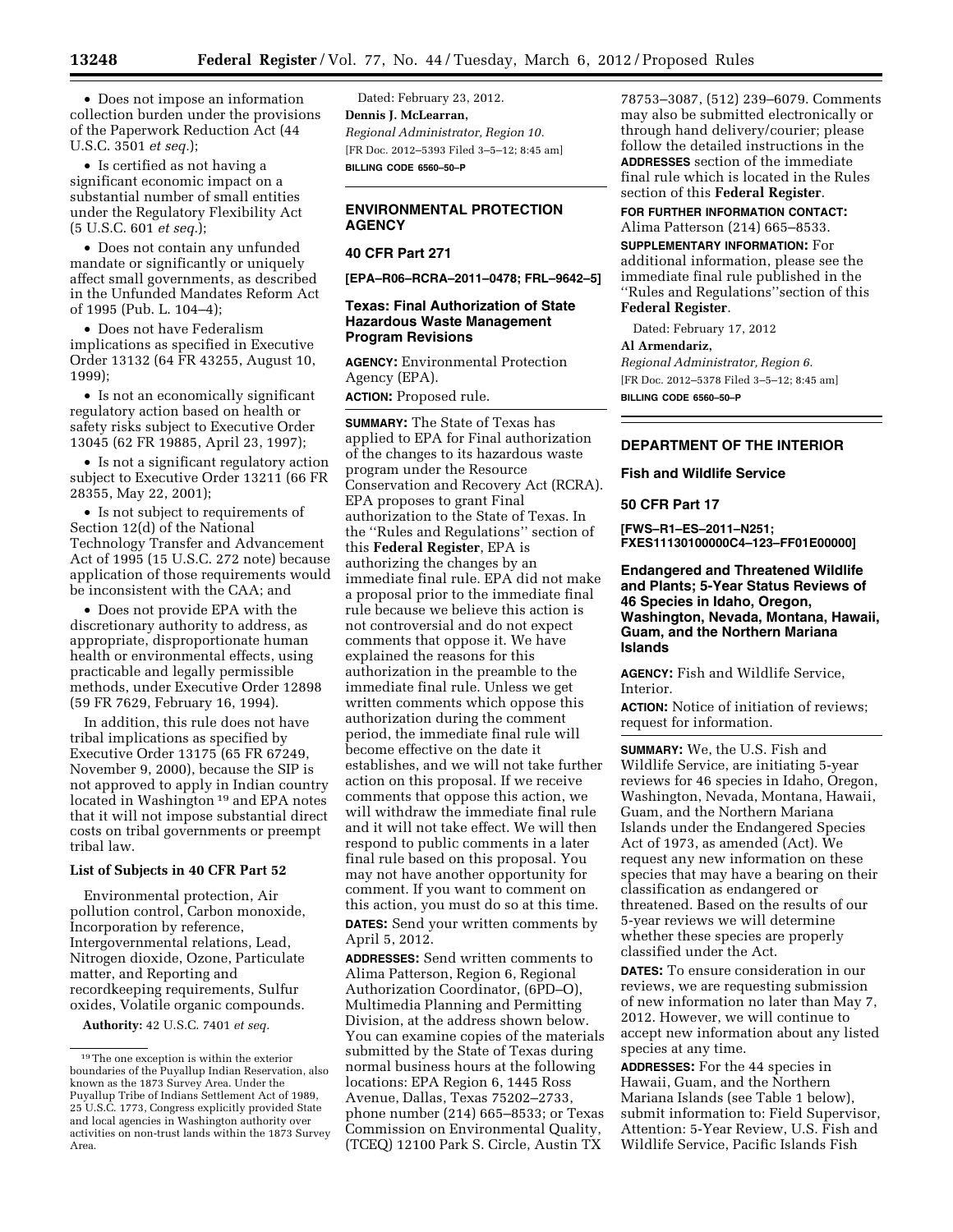- Does not impose an information collection burden under the provisions of the Paperwork Reduction Act (44 U.S.C. 3501 *et seq.*);
- Is certified as not having a significant economic impact on a substantial number of small entities under the Regulatory Flexibility Act (5 U.S.C. 601 *et seq.*);
- Does not contain any unfunded mandate or significantly or uniquely affect small governments, as described in the Unfunded Mandates Reform Act of 1995 (Pub. L. 104–4);
- Does not have Federalism implications as specified in Executive Order 13132 (64 FR 43255, August 10, 1999);
- Is not an economically significant regulatory action based on health or safety risks subject to Executive Order 13045 (62 FR 19885, April 23, 1997);
- Is not a significant regulatory action subject to Executive Order 13211 (66 FR 28355, May 22, 2001);
- Is not subject to requirements of Section 12(d) of the National Technology Transfer and Advancement Act of 1995 (15 U.S.C. 272 note) because application of those requirements would be inconsistent with the CAA; and
- Does not provide EPA with the discretionary authority to address, as appropriate, disproportionate human health or environmental effects, using practicable and legally permissible methods, under Executive Order 12898 (59 FR 7629, February 16, 1994).

In addition, this rule does not have tribal implications as specified by Executive Order 13175 (65 FR 67249, November 9, 2000), because the SIP is not approved to apply in Indian country located in Washington [19] and EPA notes that it will not impose substantial direct costs on tribal governments or preempt tribal law.

### List of Subjects in 40 CFR Part 52

Environmental protection, Air pollution control, Carbon monoxide, Incorporation by reference, Intergovernmental relations, Lead, Nitrogen dioxide, Ozone, Particulate matter, and Reporting and recordkeeping requirements, Sulfur oxides, Volatile organic compounds.

**Authority:** 42 U.S.C. 7401 *et seq.*

[19] The one exception is within the exterior boundaries of the Puyallup Indian Reservation, also known as the 1873 Survey Area. Under the Puyallup Tribe of Indians Settlement Act of 1989, 25 U.S.C. 1773, Congress explicitly provided State and local agencies in Washington authority over activities on non-trust lands within the 1873 Survey Area.

Dated: February 23, 2012.

**Dennis J. McLearran,**

*Regional Administrator, Region 10.*

[FR Doc. 2012–5393 Filed 3–5–12; 8:45 am]

**BILLING CODE 6560–50–P**

---

## ENVIRONMENTAL PROTECTION AGENCY

### 40 CFR Part 271

**[EPA–R06–RCRA–2011–0478; FRL–9642–5]**

### Texas: Final Authorization of State Hazardous Waste Management Program Revisions

**AGENCY:** Environmental Protection Agency (EPA).

**ACTION:** Proposed rule.

**SUMMARY:** The State of Texas has applied to EPA for Final authorization of the changes to its hazardous waste program under the Resource Conservation and Recovery Act (RCRA). EPA proposes to grant Final authorization to the State of Texas. In the ''Rules and Regulations'' section of this **Federal Register**, EPA is authorizing the changes by an immediate final rule. EPA did not make a proposal prior to the immediate final rule because we believe this action is not controversial and do not expect comments that oppose it. We have explained the reasons for this authorization in the preamble to the immediate final rule. Unless we get written comments which oppose this authorization during the comment period, the immediate final rule will become effective on the date it establishes, and we will not take further action on this proposal. If we receive comments that oppose this action, we will withdraw the immediate final rule and it will not take effect. We will then respond to public comments in a later final rule based on this proposal. You may not have another opportunity for comment. If you want to comment on this action, you must do so at this time.

**DATES:** Send your written comments by April 5, 2012.

**ADDRESSES:** Send written comments to Alima Patterson, Region 6, Regional Authorization Coordinator, (6PD–O), Multimedia Planning and Permitting Division, at the address shown below. You can examine copies of the materials submitted by the State of Texas during normal business hours at the following locations: EPA Region 6, 1445 Ross Avenue, Dallas, Texas 75202–2733, phone number (214) 665–8533; or Texas Commission on Environmental Quality, (TCEQ) 12100 Park S. Circle, Austin TX 78753–3087, (512) 239–6079. Comments may also be submitted electronically or through hand delivery/courier; please follow the detailed instructions in the **ADDRESSES** section of the immediate final rule which is located in the Rules section of this **Federal Register**.

**FOR FURTHER INFORMATION CONTACT:** Alima Patterson (214) 665–8533.

**SUPPLEMENTARY INFORMATION:** For additional information, please see the immediate final rule published in the ''Rules and Regulations''section of this **Federal Register**.

Dated: February 17, 2012

**Al Armendariz,**

*Regional Administrator, Region 6.*

[FR Doc. 2012–5378 Filed 3–5–12; 8:45 am]

**BILLING CODE 6560–50–P**

---

## DEPARTMENT OF THE INTERIOR

### Fish and Wildlife Service

### 50 CFR Part 17

**[FWS–R1–ES–2011–N251; FXES11130100000C4–123–FF01E00000]**

### Endangered and Threatened Wildlife and Plants; 5-Year Status Reviews of 46 Species in Idaho, Oregon, Washington, Nevada, Montana, Hawaii, Guam, and the Northern Mariana Islands

**AGENCY:** Fish and Wildlife Service, Interior.

**ACTION:** Notice of initiation of reviews; request for information.

**SUMMARY:** We, the U.S. Fish and Wildlife Service, are initiating 5-year reviews for 46 species in Idaho, Oregon, Washington, Nevada, Montana, Hawaii, Guam, and the Northern Mariana Islands under the Endangered Species Act of 1973, as amended (Act). We request any new information on these species that may have a bearing on their classification as endangered or threatened. Based on the results of our 5-year reviews we will determine whether these species are properly classified under the Act.

**DATES:** To ensure consideration in our reviews, we are requesting submission of new information no later than May 7, 2012. However, we will continue to accept new information about any listed species at any time.

**ADDRESSES:** For the 44 species in Hawaii, Guam, and the Northern Mariana Islands (see Table 1 below), submit information to: Field Supervisor, Attention: 5-Year Review, U.S. Fish and Wildlife Service, Pacific Islands Fish